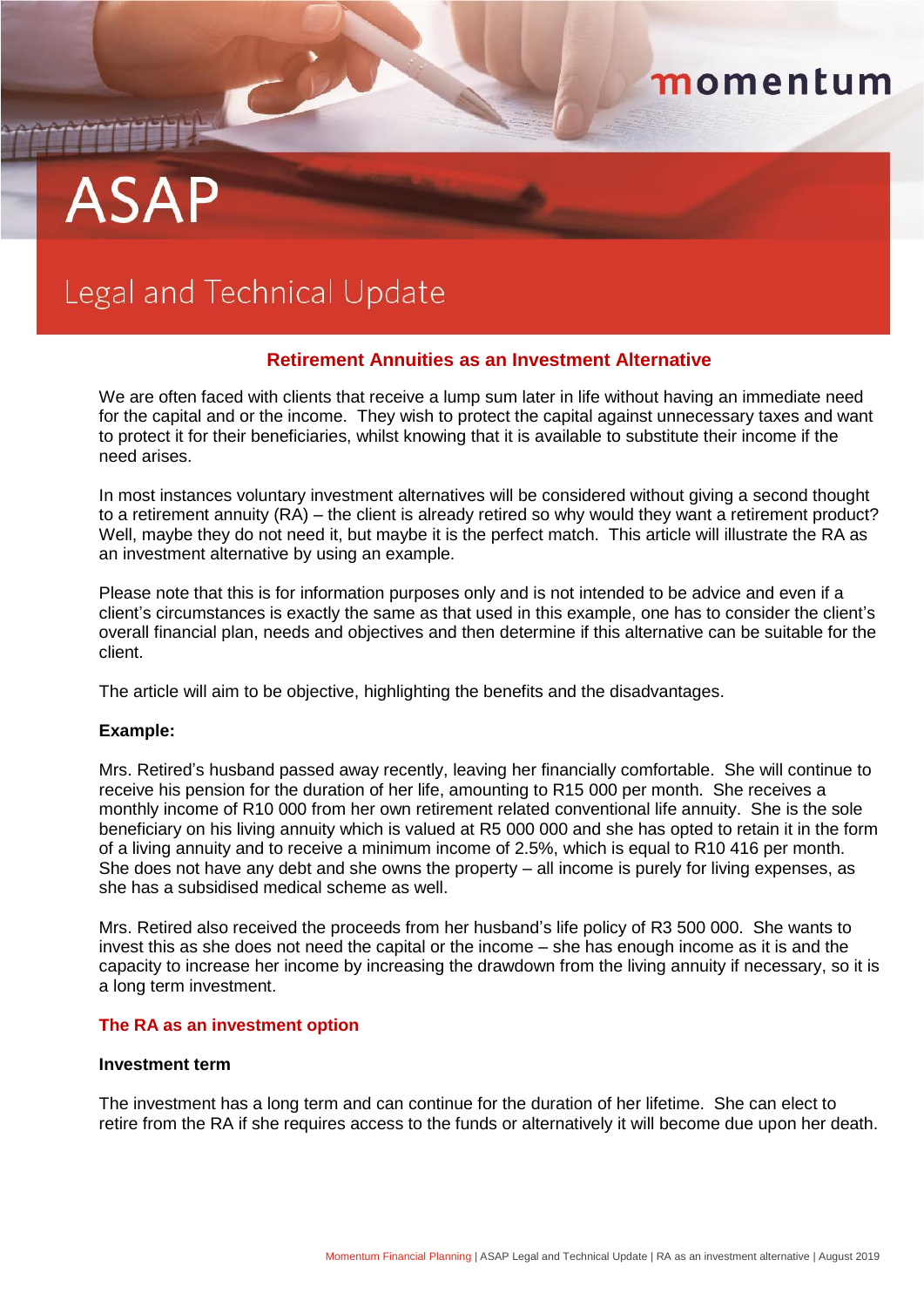# ASAP

## Legal and Technical Update

### Retirement Annuities as an Investment Alternative

We are often faced with clients that receive a lump sum later in life without having an immediate need for the capital and or the income. They wish to protect the capital against unnecessary taxes and want to protect it for their beneficiaries, whilst knowing that it is available to substitute their income if the need arises.

In most instances voluntary investment alternatives will be considered without giving a second thought to a retirement annuity (RA) – the client is already retired so why would they want a retirement product? Well, maybe they do not need it, but maybe it is the perfect match. This article will illustrate the RA as an investment alternative by using an example.

Please note that this is for information purposes only and is not intended to be advice and even if a client's circumstances is exactly the same as that used in this example, one has to consider the client's overall financial plan, needs and objectives and then determine if this alternative can be suitable for the client.

The article will aim to be objective, highlighting the benefits and the disadvantages.

**Example:**

Mrs. Retired's husband passed away recently, leaving her financially comfortable. She will continue to receive his pension for the duration of her life, amounting to R15 000 per month. She receives a monthly income of R10 000 from her own retirement related conventional life annuity. She is the sole beneficiary on his living annuity which is valued at R5 000 000 and she has opted to retain it in the form of a living annuity and to receive a minimum income of 2.5%, which is equal to R10 416 per month. She does not have any debt and she owns the property – all income is purely for living expenses, as she has a subsidised medical scheme as well.

Mrs. Retired also received the proceeds from her husband's life policy of R3 500 000. She wants to invest this as she does not need the capital or the income – she has enough income as it is and the capacity to increase her income by increasing the drawdown from the living annuity if necessary, so it is a long term investment.

### The RA as an investment option

**Investment term**

The investment has a long term and can continue for the duration of her lifetime. She can elect to retire from the RA if she requires access to the funds or alternatively it will become due upon her death.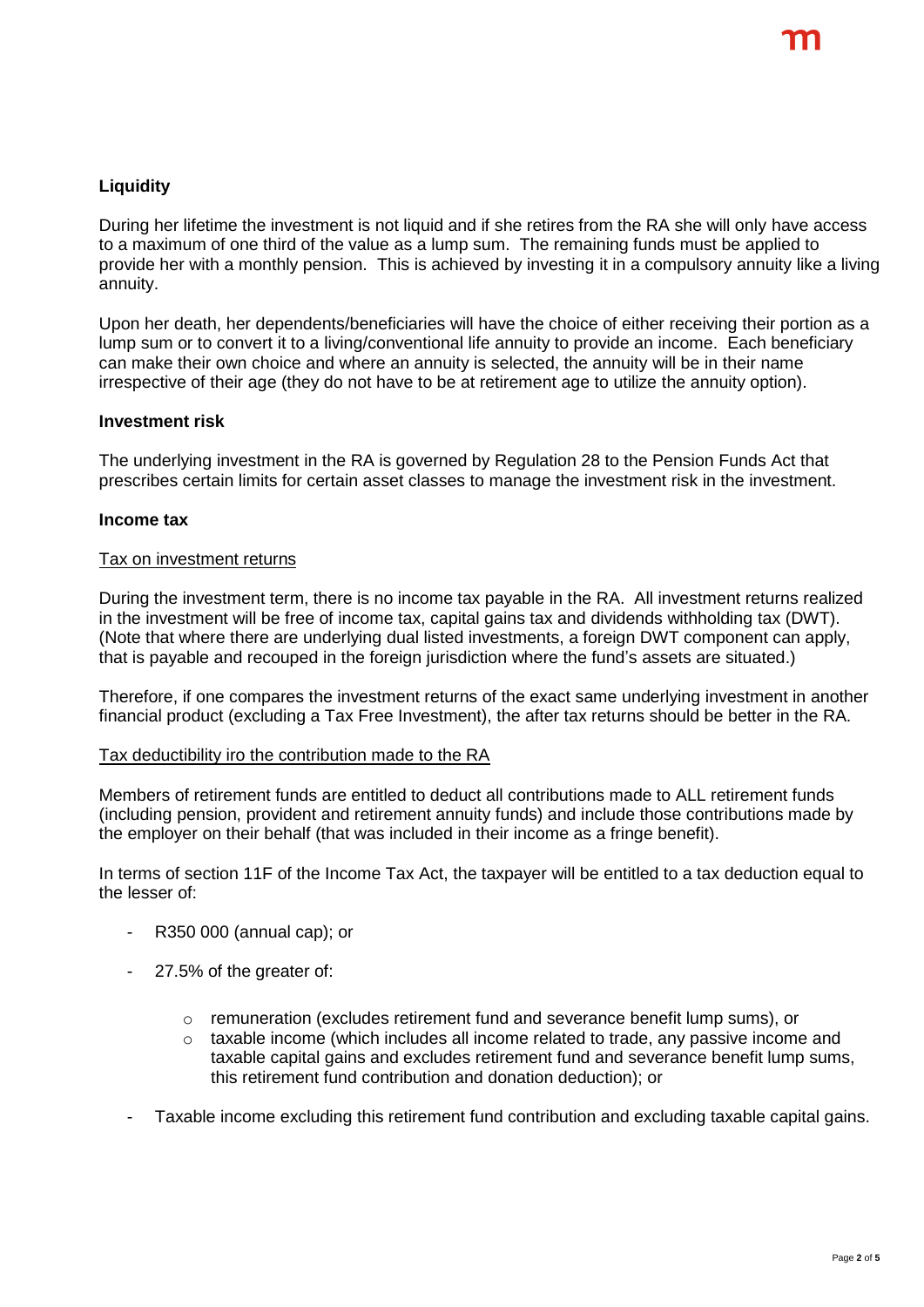**Liquidity**

During her lifetime the investment is not liquid and if she retires from the RA she will only have access to a maximum of one third of the value as a lump sum. The remaining funds must be applied to provide her with a monthly pension. This is achieved by investing it in a compulsory annuity like a living annuity.

Upon her death, her dependents/beneficiaries will have the choice of either receiving their portion as a lump sum or to convert it to a living/conventional life annuity to provide an income. Each beneficiary can make their own choice and where an annuity is selected, the annuity will be in their name irrespective of their age (they do not have to be at retirement age to utilize the annuity option).

**Investment risk**

The underlying investment in the RA is governed by Regulation 28 to the Pension Funds Act that prescribes certain limits for certain asset classes to manage the investment risk in the investment.

**Income tax**

<u>Tax on investment returns</u>

During the investment term, there is no income tax payable in the RA. All investment returns realized in the investment will be free of income tax, capital gains tax and dividends withholding tax (DWT). (Note that where there are underlying dual listed investments, a foreign DWT component can apply, that is payable and recouped in the foreign jurisdiction where the fund's assets are situated.)

Therefore, if one compares the investment returns of the exact same underlying investment in another financial product (excluding a Tax Free Investment), the after tax returns should be better in the RA.

<u>Tax deductibility iro the contribution made to the RA</u>

Members of retirement funds are entitled to deduct all contributions made to ALL retirement funds (including pension, provident and retirement annuity funds) and include those contributions made by the employer on their behalf (that was included in their income as a fringe benefit).

In terms of section 11F of the Income Tax Act, the taxpayer will be entitled to a tax deduction equal to the lesser of:

- R350 000 (annual cap); or
- 27.5% of the greater of:
  - remuneration (excludes retirement fund and severance benefit lump sums), or
  - taxable income (which includes all income related to trade, any passive income and taxable capital gains and excludes retirement fund and severance benefit lump sums, this retirement fund contribution and donation deduction); or
- Taxable income excluding this retirement fund contribution and excluding taxable capital gains.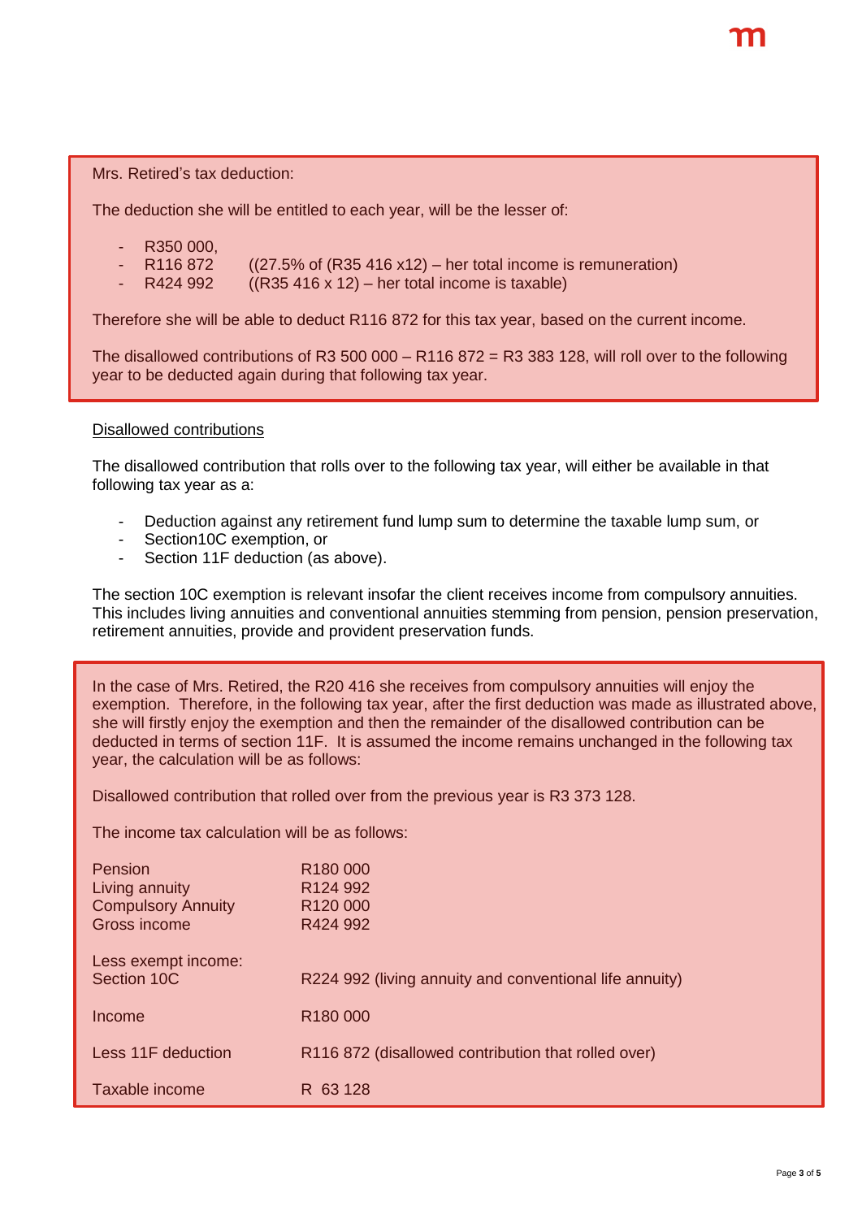Mrs. Retired's tax deduction:

The deduction she will be entitled to each year, will be the lesser of:

- R350 000,
- R116 872 ((27.5% of (R35 416 x12) – her total income is remuneration)
- R424 992 ((R35 416 x 12) – her total income is taxable)

Therefore she will be able to deduct R116 872 for this tax year, based on the current income.

The disallowed contributions of R3 500 000 – R116 872 = R3 383 128, will roll over to the following year to be deducted again during that following tax year.

<u>Disallowed contributions</u>

The disallowed contribution that rolls over to the following tax year, will either be available in that following tax year as a:

- Deduction against any retirement fund lump sum to determine the taxable lump sum, or
- Section10C exemption, or
- Section 11F deduction (as above).

The section 10C exemption is relevant insofar the client receives income from compulsory annuities. This includes living annuities and conventional annuities stemming from pension, pension preservation, retirement annuities, provide and provident preservation funds.

In the case of Mrs. Retired, the R20 416 she receives from compulsory annuities will enjoy the exemption. Therefore, in the following tax year, after the first deduction was made as illustrated above, she will firstly enjoy the exemption and then the remainder of the disallowed contribution can be deducted in terms of section 11F. It is assumed the income remains unchanged in the following tax year, the calculation will be as follows:

Disallowed contribution that rolled over from the previous year is R3 373 128.

The income tax calculation will be as follows:

| | |
|---|---|
| Pension | R180 000 |
| Living annuity | R124 992 |
| Compulsory Annuity | R120 000 |
| Gross income | R424 992 |
| Less exempt income: | |
| Section 10C | R224 992 (living annuity and conventional life annuity) |
| Income | R180 000 |
| Less 11F deduction | R116 872 (disallowed contribution that rolled over) |
| Taxable income | R 63 128 |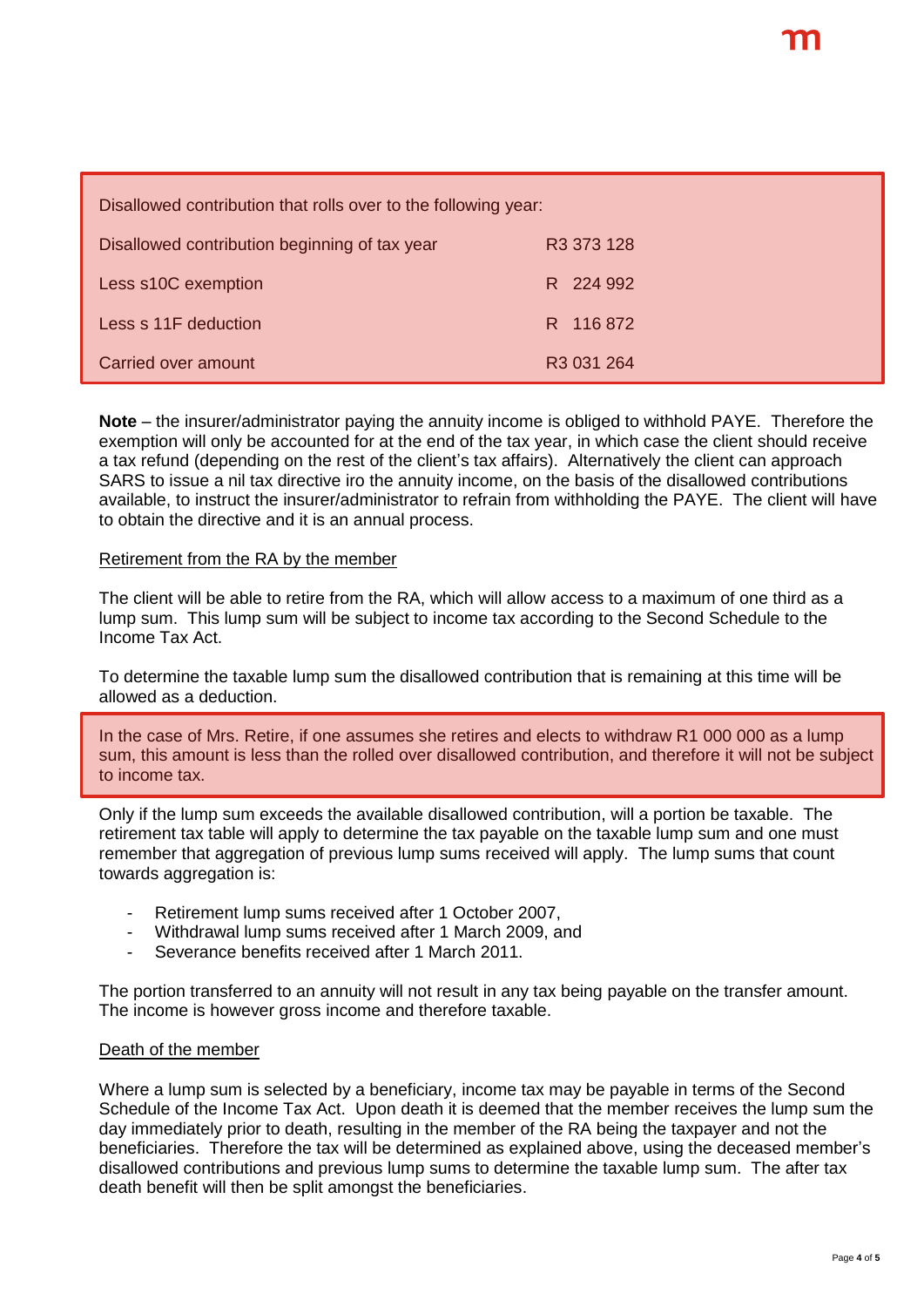| Disallowed contribution that rolls over to the following year: | |
|---|---|
| Disallowed contribution beginning of tax year | R3 373 128 |
| Less s10C exemption | R 224 992 |
| Less s 11F deduction | R 116 872 |
| Carried over amount | R3 031 264 |

**Note** – the insurer/administrator paying the annuity income is obliged to withhold PAYE. Therefore the exemption will only be accounted for at the end of the tax year, in which case the client should receive a tax refund (depending on the rest of the client's tax affairs). Alternatively the client can approach SARS to issue a nil tax directive iro the annuity income, on the basis of the disallowed contributions available, to instruct the insurer/administrator to refrain from withholding the PAYE. The client will have to obtain the directive and it is an annual process.

<u>Retirement from the RA by the member</u>

The client will be able to retire from the RA, which will allow access to a maximum of one third as a lump sum. This lump sum will be subject to income tax according to the Second Schedule to the Income Tax Act.

To determine the taxable lump sum the disallowed contribution that is remaining at this time will be allowed as a deduction.

In the case of Mrs. Retire, if one assumes she retires and elects to withdraw R1 000 000 as a lump sum, this amount is less than the rolled over disallowed contribution, and therefore it will not be subject to income tax.

Only if the lump sum exceeds the available disallowed contribution, will a portion be taxable. The retirement tax table will apply to determine the tax payable on the taxable lump sum and one must remember that aggregation of previous lump sums received will apply. The lump sums that count towards aggregation is:

- Retirement lump sums received after 1 October 2007,
- Withdrawal lump sums received after 1 March 2009, and
- Severance benefits received after 1 March 2011.

The portion transferred to an annuity will not result in any tax being payable on the transfer amount. The income is however gross income and therefore taxable.

<u>Death of the member</u>

Where a lump sum is selected by a beneficiary, income tax may be payable in terms of the Second Schedule of the Income Tax Act. Upon death it is deemed that the member receives the lump sum the day immediately prior to death, resulting in the member of the RA being the taxpayer and not the beneficiaries. Therefore the tax will be determined as explained above, using the deceased member's disallowed contributions and previous lump sums to determine the taxable lump sum. The after tax death benefit will then be split amongst the beneficiaries.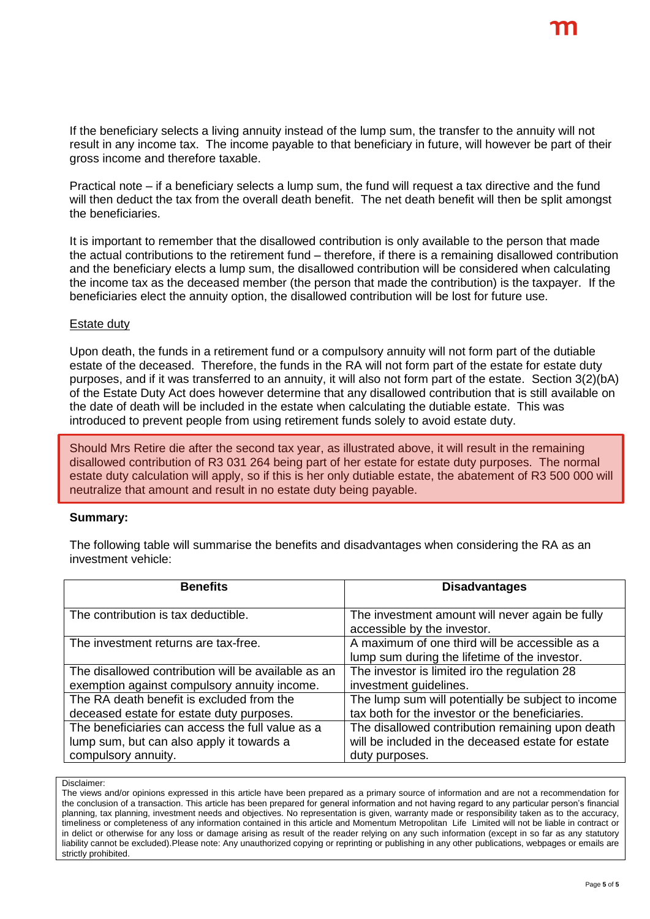If the beneficiary selects a living annuity instead of the lump sum, the transfer to the annuity will not result in any income tax. The income payable to that beneficiary in future, will however be part of their gross income and therefore taxable.

Practical note – if a beneficiary selects a lump sum, the fund will request a tax directive and the fund will then deduct the tax from the overall death benefit. The net death benefit will then be split amongst the beneficiaries.

It is important to remember that the disallowed contribution is only available to the person that made the actual contributions to the retirement fund – therefore, if there is a remaining disallowed contribution and the beneficiary elects a lump sum, the disallowed contribution will be considered when calculating the income tax as the deceased member (the person that made the contribution) is the taxpayer. If the beneficiaries elect the annuity option, the disallowed contribution will be lost for future use.

<u>Estate duty</u>

Upon death, the funds in a retirement fund or a compulsory annuity will not form part of the dutiable estate of the deceased. Therefore, the funds in the RA will not form part of the estate for estate duty purposes, and if it was transferred to an annuity, it will also not form part of the estate. Section 3(2)(bA) of the Estate Duty Act does however determine that any disallowed contribution that is still available on the date of death will be included in the estate when calculating the dutiable estate. This was introduced to prevent people from using retirement funds solely to avoid estate duty.

Should Mrs Retire die after the second tax year, as illustrated above, it will result in the remaining disallowed contribution of R3 031 264 being part of her estate for estate duty purposes. The normal estate duty calculation will apply, so if this is her only dutiable estate, the abatement of R3 500 000 will neutralize that amount and result in no estate duty being payable.

**Summary:**

The following table will summarise the benefits and disadvantages when considering the RA as an investment vehicle:

| Benefits | Disadvantages |
|---|---|
| The contribution is tax deductible. | The investment amount will never again be fully accessible by the investor. |
| The investment returns are tax-free. | A maximum of one third will be accessible as a lump sum during the lifetime of the investor. |
| The disallowed contribution will be available as an exemption against compulsory annuity income. | The investor is limited iro the regulation 28 investment guidelines. |
| The RA death benefit is excluded from the deceased estate for estate duty purposes. | The lump sum will potentially be subject to income tax both for the investor or the beneficiaries. |
| The beneficiaries can access the full value as a lump sum, but can also apply it towards a compulsory annuity. | The disallowed contribution remaining upon death will be included in the deceased estate for estate duty purposes. |

Disclaimer:
The views and/or opinions expressed in this article have been prepared as a primary source of information and are not a recommendation for the conclusion of a transaction. This article has been prepared for general information and not having regard to any particular person's financial planning, tax planning, investment needs and objectives. No representation is given, warranty made or responsibility taken as to the accuracy, timeliness or completeness of any information contained in this article and Momentum Metropolitan Life Limited will not be liable in contract or in delict or otherwise for any loss or damage arising as result of the reader relying on any such information (except in so far as any statutory liability cannot be excluded).Please note: Any unauthorized copying or reprinting or publishing in any other publications, webpages or emails are strictly prohibited.